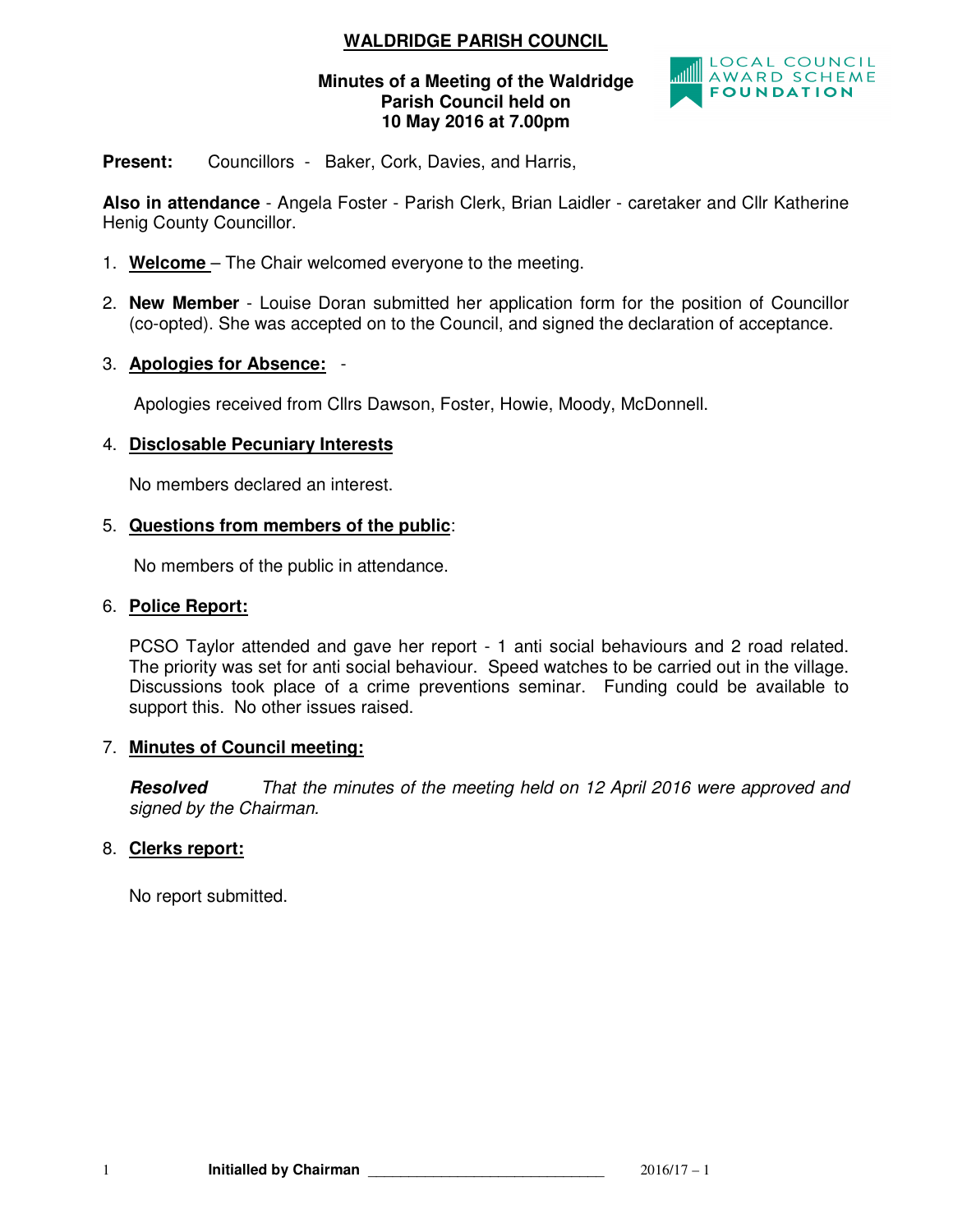# WALDRIDGE PARISH COUNCIL

**Minutes of a Meeting of the Waldridge Parish Council held on 10 May 2016 at 7.00pm**

LOCAL COUNCIL AWARD SCHEME FOUNDATION

**Present:** Councillors - Baker, Cork, Davies, and Harris,

**Also in attendance** - Angela Foster - Parish Clerk, Brian Laidler - caretaker and Cllr Katherine Henig County Councillor.

1. **Welcome** – The Chair welcomed everyone to the meeting.

2. **New Member** - Louise Doran submitted her application form for the position of Councillor (co-opted). She was accepted on to the Council, and signed the declaration of acceptance.

3. **Apologies for Absence:** -

   Apologies received from Cllrs Dawson, Foster, Howie, Moody, McDonnell.

4. **Disclosable Pecuniary Interests**

   No members declared an interest.

5. **Questions from members of the public:**

   No members of the public in attendance.

6. **Police Report:**

   PCSO Taylor attended and gave her report - 1 anti social behaviours and 2 road related. The priority was set for anti social behaviour. Speed watches to be carried out in the village. Discussions took place of a crime preventions seminar. Funding could be available to support this. No other issues raised.

7. **Minutes of Council meeting:**

   ***Resolved*** *That the minutes of the meeting held on 12 April 2016 were approved and signed by the Chairman.*

8. **Clerks report:**

   No report submitted.

**Initialled by Chairman** ______________________________ 2016/17 – 1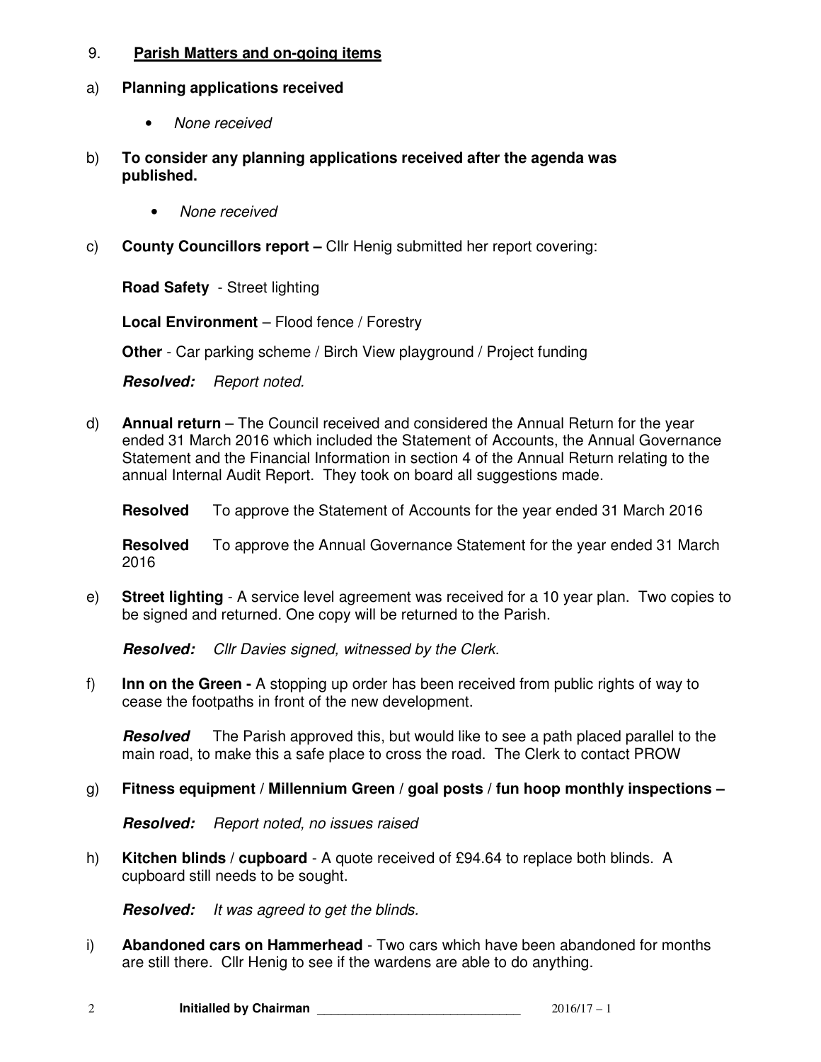9. **<u>Parish Matters and on-going items</u>**

a) **Planning applications received**

- *None received*

b) **To consider any planning applications received after the agenda was published.**

- *None received*

c) **County Councillors report –** Cllr Henig submitted her report covering:

**Road Safety** - Street lighting

**Local Environment** – Flood fence / Forestry

**Other** - Car parking scheme / Birch View playground / Project funding

***Resolved:*** *Report noted.*

d) **Annual return** – The Council received and considered the Annual Return for the year ended 31 March 2016 which included the Statement of Accounts, the Annual Governance Statement and the Financial Information in section 4 of the Annual Return relating to the annual Internal Audit Report. They took on board all suggestions made.

**Resolved** To approve the Statement of Accounts for the year ended 31 March 2016

**Resolved** To approve the Annual Governance Statement for the year ended 31 March 2016

e) **Street lighting** - A service level agreement was received for a 10 year plan. Two copies to be signed and returned. One copy will be returned to the Parish.

***Resolved:*** *Cllr Davies signed, witnessed by the Clerk.*

f) **Inn on the Green -** A stopping up order has been received from public rights of way to cease the footpaths in front of the new development.

***Resolved*** The Parish approved this, but would like to see a path placed parallel to the main road, to make this a safe place to cross the road. The Clerk to contact PROW

g) **Fitness equipment / Millennium Green / goal posts / fun hoop monthly inspections –**

***Resolved:*** *Report noted, no issues raised*

h) **Kitchen blinds / cupboard** - A quote received of £94.64 to replace both blinds. A cupboard still needs to be sought.

***Resolved:*** *It was agreed to get the blinds.*

i) **Abandoned cars on Hammerhead** - Two cars which have been abandoned for months are still there. Cllr Henig to see if the wardens are able to do anything.

**Initialled by Chairman** _____________________________ 2016/17 – 1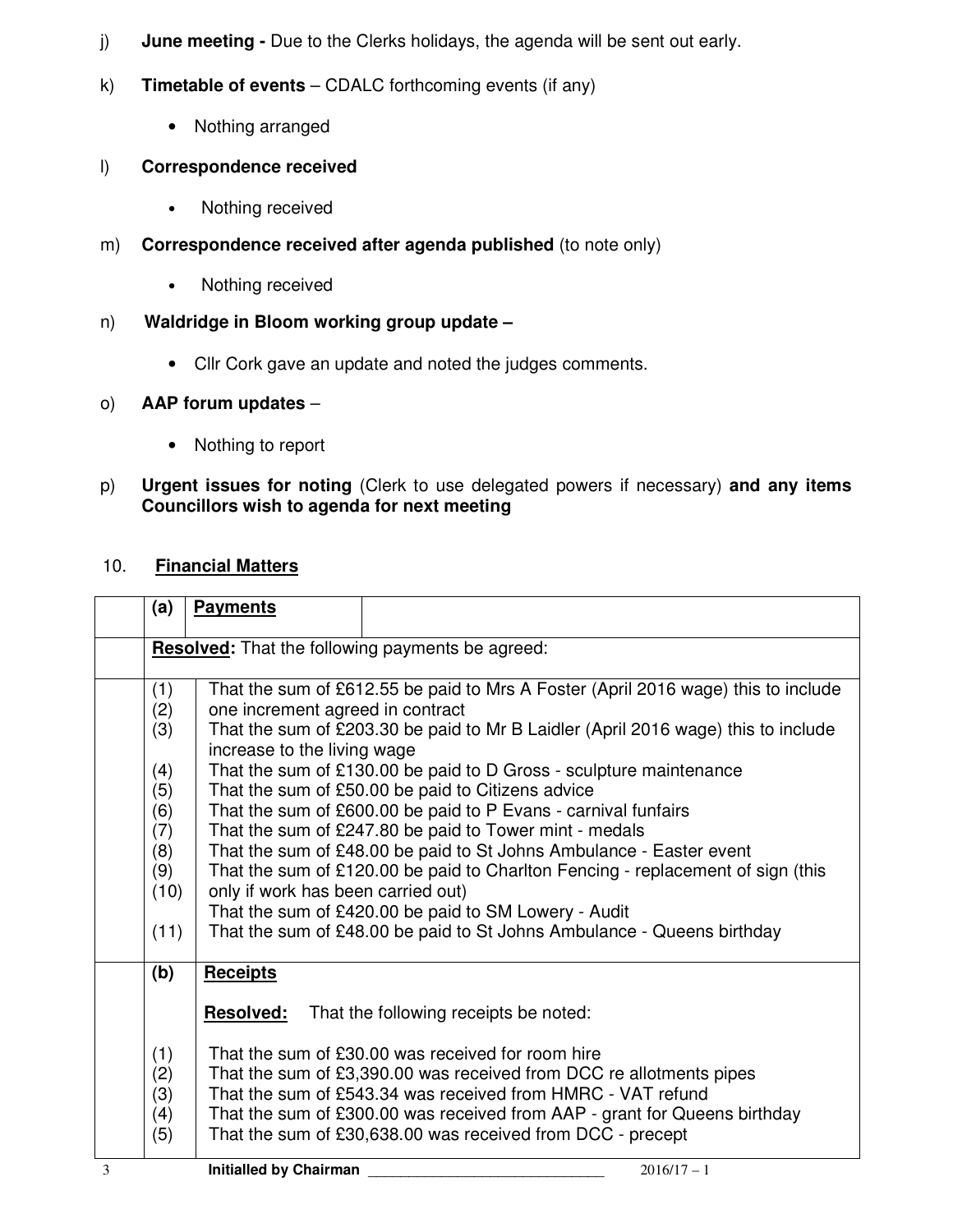j) **June meeting -** Due to the Clerks holidays, the agenda will be sent out early.

k) **Timetable of events** – CDALC forthcoming events (if any)

- Nothing arranged

l) **Correspondence received**

- Nothing received

m) **Correspondence received after agenda published** (to note only)

- Nothing received

n) **Waldridge in Bloom working group update –**

- Cllr Cork gave an update and noted the judges comments.

o) **AAP forum updates** –

- Nothing to report

p) **Urgent issues for noting** (Clerk to use delegated powers if necessary) **and any items Councillors wish to agenda for next meeting**

## 10. Financial Matters

| | | |
|---|---|---|
| **(a)** | **Payments** | |
| **Resolved:** That the following payments be agreed: | | |
| (1) | That the sum of £612.55 be paid to Mrs A Foster (April 2016 wage) this to include one increment agreed in contract | |
| (2) | That the sum of £203.30 be paid to Mr B Laidler (April 2016 wage) this to include increase to the living wage | |
| (3) | That the sum of £130.00 be paid to D Gross - sculpture maintenance | |
| (4) | That the sum of £50.00 be paid to Citizens advice | |
| (5) | That the sum of £600.00 be paid to P Evans - carnival funfairs | |
| (6) | That the sum of £247.80 be paid to Tower mint - medals | |
| (7) | That the sum of £48.00 be paid to St Johns Ambulance - Easter event | |
| (8) | That the sum of £120.00 be paid to Charlton Fencing - replacement of sign (this only if work has been carried out) | |
| (9) | That the sum of £420.00 be paid to SM Lowery - Audit | |
| (10) | That the sum of £48.00 be paid to St Johns Ambulance - Queens birthday | |
| (11) | | |
| **(b)** | **Receipts** | |
| | **Resolved:** That the following receipts be noted: | |
| (1) | That the sum of £30.00 was received for room hire | |
| (2) | That the sum of £3,390.00 was received from DCC re allotments pipes | |
| (3) | That the sum of £543.34 was received from HMRC - VAT refund | |
| (4) | That the sum of £300.00 was received from AAP - grant for Queens birthday | |
| (5) | That the sum of £30,638.00 was received from DCC - precept | |

**Initialled by Chairman** ______________________________ 2016/17 – 1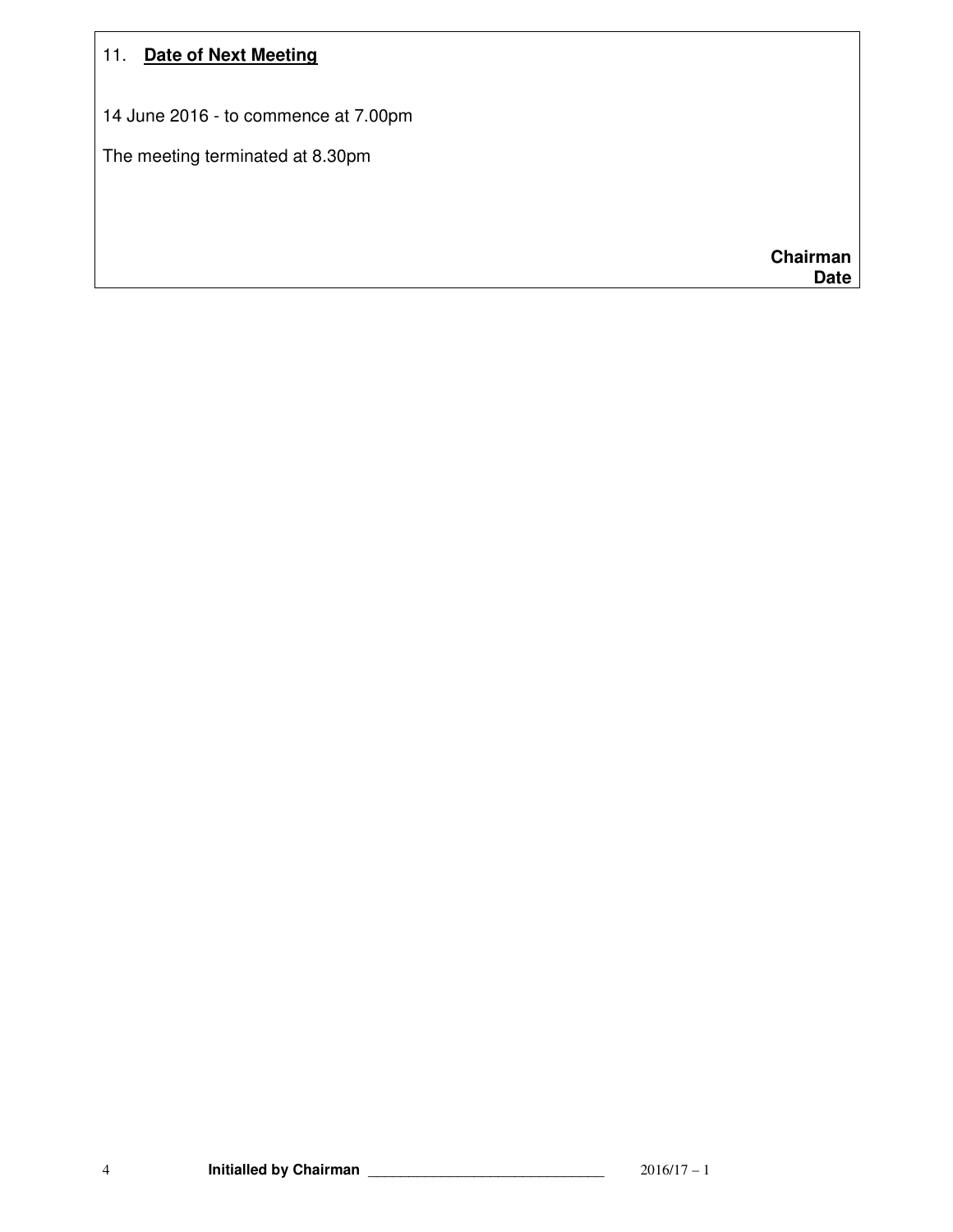## 11. **Date of Next Meeting**

14 June 2016 - to commence at 7.00pm

The meeting terminated at 8.30pm

**Chairman**
**Date**

**Initialled by Chairman** ______________________________ 2016/17 – 1